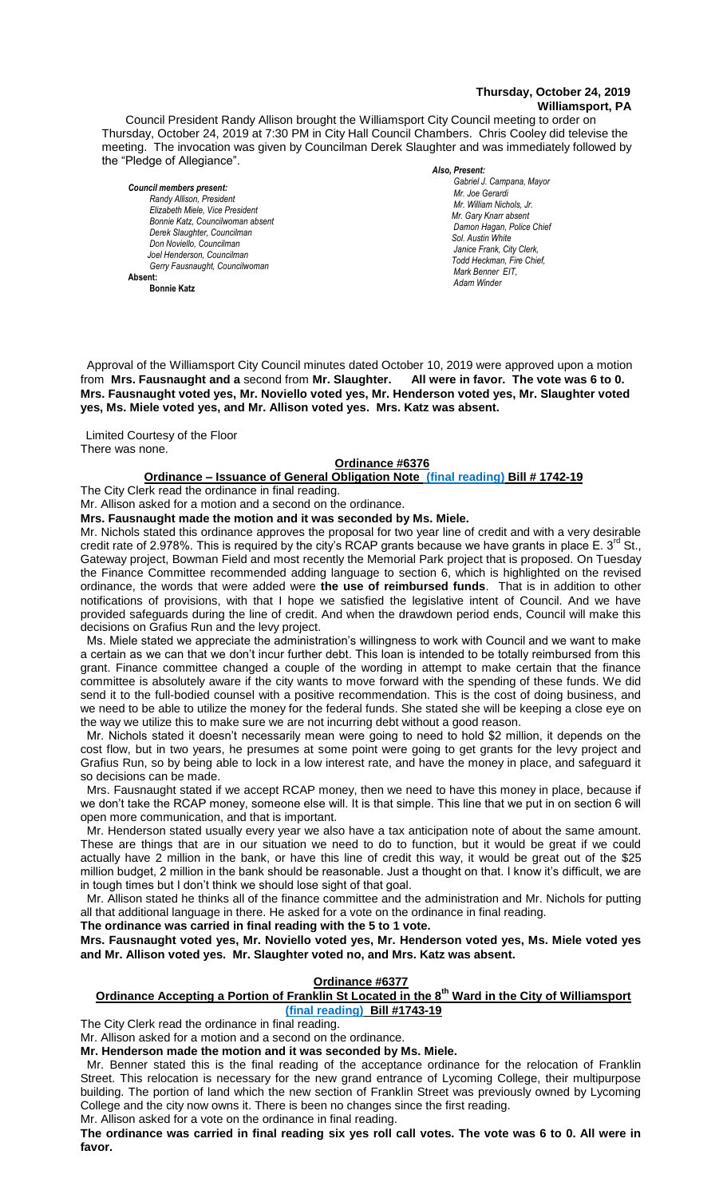**Thursday, October 24, 2019**
**Williamsport, PA**

Council President Randy Allison brought the Williamsport City Council meeting to order on Thursday, October 24, 2019 at 7:30 PM in City Hall Council Chambers. Chris Cooley did televise the meeting. The invocation was given by Councilman Derek Slaughter and was immediately followed by the "Pledge of Allegiance".

*Council members present:*
*Randy Allison, President*
*Elizabeth Miele, Vice President*
*Bonnie Katz, Councilwoman absent*
*Derek Slaughter, Councilman*
*Don Noviello, Councilman*
*Joel Henderson, Councilman*
*Gerry Fausnaught, Councilwoman*
**Absent:**
**Bonnie Katz**

*Also, Present:*
*Gabriel J. Campana, Mayor*
*Mr. Joe Gerardi*
*Mr. William Nichols, Jr.*
*Mr. Gary Knarr absent*
*Damon Hagan, Police Chief*
*Sol. Austin White*
*Janice Frank, City Clerk,*
*Todd Heckman, Fire Chief,*
*Mark Benner EIT,*
*Adam Winder*

Approval of the Williamsport City Council minutes dated October 10, 2019 were approved upon a motion from **Mrs. Fausnaught and a** second from **Mr. Slaughter. All were in favor. The vote was 6 to 0. Mrs. Fausnaught voted yes, Mr. Noviello voted yes, Mr. Henderson voted yes, Mr. Slaughter voted yes, Ms. Miele voted yes, and Mr. Allison voted yes. Mrs. Katz was absent.**

Limited Courtesy of the Floor
There was none.

## Ordinance #6376

### Ordinance – Issuance of General Obligation Note (final reading) Bill # 1742-19

The City Clerk read the ordinance in final reading.
Mr. Allison asked for a motion and a second on the ordinance.
**Mrs. Fausnaught made the motion and it was seconded by Ms. Miele.**

Mr. Nichols stated this ordinance approves the proposal for two year line of credit and with a very desirable credit rate of 2.978%. This is required by the city's RCAP grants because we have grants in place E. 3rd St., Gateway project, Bowman Field and most recently the Memorial Park project that is proposed. On Tuesday the Finance Committee recommended adding language to section 6, which is highlighted on the revised ordinance, the words that were added were **the use of reimbursed funds**. That is in addition to other notifications of provisions, with that I hope we satisfied the legislative intent of Council. And we have provided safeguards during the line of credit. And when the drawdown period ends, Council will make this decisions on Grafius Run and the levy project.

Ms. Miele stated we appreciate the administration's willingness to work with Council and we want to make a certain as we can that we don't incur further debt. This loan is intended to be totally reimbursed from this grant. Finance committee changed a couple of the wording in attempt to make certain that the finance committee is absolutely aware if the city wants to move forward with the spending of these funds. We did send it to the full-bodied counsel with a positive recommendation. This is the cost of doing business, and we need to be able to utilize the money for the federal funds. She stated she will be keeping a close eye on the way we utilize this to make sure we are not incurring debt without a good reason.

Mr. Nichols stated it doesn't necessarily mean were going to need to hold $2 million, it depends on the cost flow, but in two years, he presumes at some point were going to get grants for the levy project and Grafius Run, so by being able to lock in a low interest rate, and have the money in place, and safeguard it so decisions can be made.

Mrs. Fausnaught stated if we accept RCAP money, then we need to have this money in place, because if we don't take the RCAP money, someone else will. It is that simple. This line that we put in on section 6 will open more communication, and that is important.

Mr. Henderson stated usually every year we also have a tax anticipation note of about the same amount. These are things that are in our situation we need to do to function, but it would be great if we could actually have 2 million in the bank, or have this line of credit this way, it would be great out of the $25 million budget, 2 million in the bank should be reasonable. Just a thought on that. I know it's difficult, we are in tough times but I don't think we should lose sight of that goal.

Mr. Allison stated he thinks all of the finance committee and the administration and Mr. Nichols for putting all that additional language in there. He asked for a vote on the ordinance in final reading.

**The ordinance was carried in final reading with the 5 to 1 vote.**

**Mrs. Fausnaught voted yes, Mr. Noviello voted yes, Mr. Henderson voted yes, Ms. Miele voted yes and Mr. Allison voted yes. Mr. Slaughter voted no, and Mrs. Katz was absent.**

## Ordinance #6377

### Ordinance Accepting a Portion of Franklin St Located in the 8th Ward in the City of Williamsport (final reading) Bill #1743-19

The City Clerk read the ordinance in final reading.
Mr. Allison asked for a motion and a second on the ordinance.
**Mr. Henderson made the motion and it was seconded by Ms. Miele.**

Mr. Benner stated this is the final reading of the acceptance ordinance for the relocation of Franklin Street. This relocation is necessary for the new grand entrance of Lycoming College, their multipurpose building. The portion of land which the new section of Franklin Street was previously owned by Lycoming College and the city now owns it. There is been no changes since the first reading.

Mr. Allison asked for a vote on the ordinance in final reading.

**The ordinance was carried in final reading six yes roll call votes. The vote was 6 to 0. All were in favor.**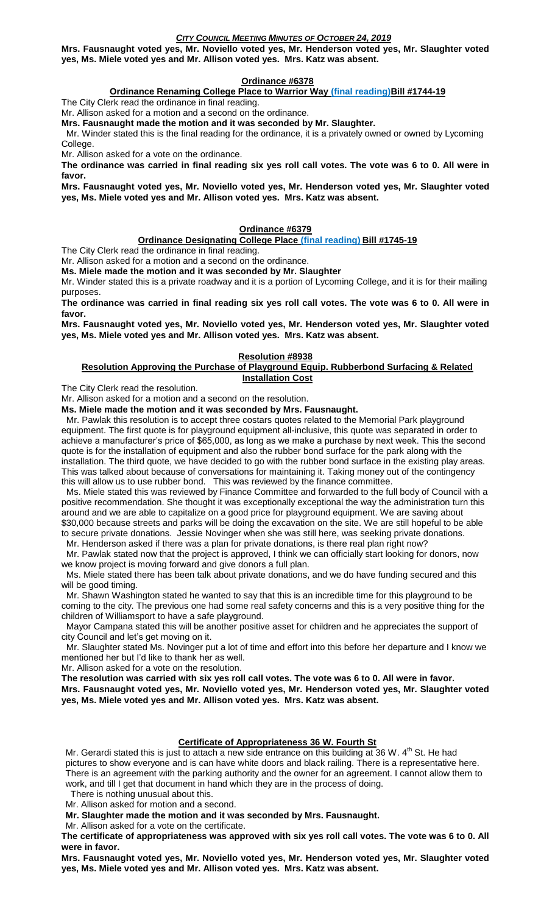**Mrs. Fausnaught voted yes, Mr. Noviello voted yes, Mr. Henderson voted yes, Mr. Slaughter voted yes, Ms. Miele voted yes and Mr. Allison voted yes. Mrs. Katz was absent.**

## Ordinance #6378

### Ordinance Renaming College Place to Warrior Way (final reading)Bill #1744-19

The City Clerk read the ordinance in final reading.

Mr. Allison asked for a motion and a second on the ordinance.

**Mrs. Fausnaught made the motion and it was seconded by Mr. Slaughter.**

Mr. Winder stated this is the final reading for the ordinance, it is a privately owned or owned by Lycoming College.

Mr. Allison asked for a vote on the ordinance.

**The ordinance was carried in final reading six yes roll call votes. The vote was 6 to 0. All were in favor.**

**Mrs. Fausnaught voted yes, Mr. Noviello voted yes, Mr. Henderson voted yes, Mr. Slaughter voted yes, Ms. Miele voted yes and Mr. Allison voted yes. Mrs. Katz was absent.**

## Ordinance #6379

### Ordinance Designating College Place (final reading) Bill #1745-19

The City Clerk read the ordinance in final reading.

Mr. Allison asked for a motion and a second on the ordinance.

**Ms. Miele made the motion and it was seconded by Mr. Slaughter**

Mr. Winder stated this is a private roadway and it is a portion of Lycoming College, and it is for their mailing purposes.

**The ordinance was carried in final reading six yes roll call votes. The vote was 6 to 0. All were in favor.**

**Mrs. Fausnaught voted yes, Mr. Noviello voted yes, Mr. Henderson voted yes, Mr. Slaughter voted yes, Ms. Miele voted yes and Mr. Allison voted yes. Mrs. Katz was absent.**

## Resolution #8938

### Resolution Approving the Purchase of Playground Equip. Rubberbond Surfacing & Related Installation Cost

The City Clerk read the resolution.

Mr. Allison asked for a motion and a second on the resolution.

**Ms. Miele made the motion and it was seconded by Mrs. Fausnaught.**

Mr. Pawlak this resolution is to accept three costars quotes related to the Memorial Park playground equipment. The first quote is for playground equipment all-inclusive, this quote was separated in order to achieve a manufacturer's price of $65,000, as long as we make a purchase by next week. This the second quote is for the installation of equipment and also the rubber bond surface for the park along with the installation. The third quote, we have decided to go with the rubber bond surface in the existing play areas. This was talked about because of conversations for maintaining it. Taking money out of the contingency this will allow us to use rubber bond. This was reviewed by the finance committee.

Ms. Miele stated this was reviewed by Finance Committee and forwarded to the full body of Council with a positive recommendation. She thought it was exceptionally exceptional the way the administration turn this around and we are able to capitalize on a good price for playground equipment. We are saving about $30,000 because streets and parks will be doing the excavation on the site. We are still hopeful to be able to secure private donations. Jessie Novinger when she was still here, was seeking private donations.

Mr. Henderson asked if there was a plan for private donations, is there real plan right now?

Mr. Pawlak stated now that the project is approved, I think we can officially start looking for donors, now we know project is moving forward and give donors a full plan.

Ms. Miele stated there has been talk about private donations, and we do have funding secured and this will be good timing.

Mr. Shawn Washington stated he wanted to say that this is an incredible time for this playground to be coming to the city. The previous one had some real safety concerns and this is a very positive thing for the children of Williamsport to have a safe playground.

Mayor Campana stated this will be another positive asset for children and he appreciates the support of city Council and let's get moving on it.

Mr. Slaughter stated Ms. Novinger put a lot of time and effort into this before her departure and I know we mentioned her but I'd like to thank her as well.

Mr. Allison asked for a vote on the resolution.

**The resolution was carried with six yes roll call votes. The vote was 6 to 0. All were in favor.**

**Mrs. Fausnaught voted yes, Mr. Noviello voted yes, Mr. Henderson voted yes, Mr. Slaughter voted yes, Ms. Miele voted yes and Mr. Allison voted yes. Mrs. Katz was absent.**

## Certificate of Appropriateness 36 W. Fourth St

Mr. Gerardi stated this is just to attach a new side entrance on this building at 36 W. 4th St. He had pictures to show everyone and is can have white doors and black railing. There is a representative here. There is an agreement with the parking authority and the owner for an agreement. I cannot allow them to work, and till I get that document in hand which they are in the process of doing.

There is nothing unusual about this.

Mr. Allison asked for motion and a second.

**Mr. Slaughter made the motion and it was seconded by Mrs. Fausnaught.**

Mr. Allison asked for a vote on the certificate.

**The certificate of appropriateness was approved with six yes roll call votes. The vote was 6 to 0. All were in favor.**

**Mrs. Fausnaught voted yes, Mr. Noviello voted yes, Mr. Henderson voted yes, Mr. Slaughter voted yes, Ms. Miele voted yes and Mr. Allison voted yes. Mrs. Katz was absent.**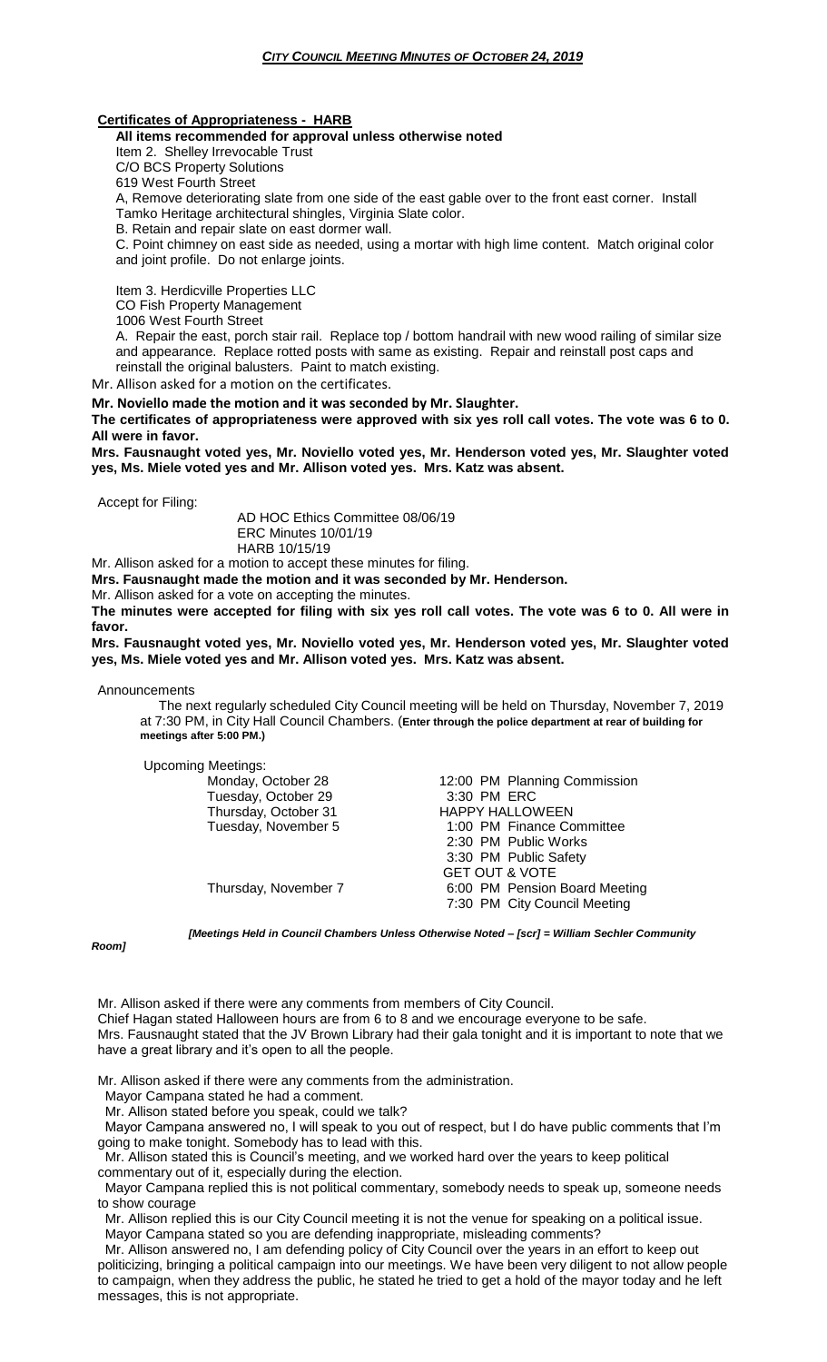**Certificates of Appropriateness - HARB**

**All items recommended for approval unless otherwise noted**

Item 2. Shelley Irrevocable Trust
C/O BCS Property Solutions
619 West Fourth Street

A, Remove deteriorating slate from one side of the east gable over to the front east corner. Install Tamko Heritage architectural shingles, Virginia Slate color.

B. Retain and repair slate on east dormer wall.

C. Point chimney on east side as needed, using a mortar with high lime content. Match original color and joint profile. Do not enlarge joints.

Item 3. Herdicville Properties LLC
CO Fish Property Management
1006 West Fourth Street

A. Repair the east, porch stair rail. Replace top / bottom handrail with new wood railing of similar size and appearance. Replace rotted posts with same as existing. Repair and reinstall post caps and reinstall the original balusters. Paint to match existing.

Mr. Allison asked for a motion on the certificates.

**Mr. Noviello made the motion and it was seconded by Mr. Slaughter.**

**The certificates of appropriateness were approved with six yes roll call votes. The vote was 6 to 0. All were in favor.**

**Mrs. Fausnaught voted yes, Mr. Noviello voted yes, Mr. Henderson voted yes, Mr. Slaughter voted yes, Ms. Miele voted yes and Mr. Allison voted yes. Mrs. Katz was absent.**

Accept for Filing:

AD HOC Ethics Committee 08/06/19
ERC Minutes 10/01/19
HARB 10/15/19

Mr. Allison asked for a motion to accept these minutes for filing.

**Mrs. Fausnaught made the motion and it was seconded by Mr. Henderson.**

Mr. Allison asked for a vote on accepting the minutes.

**The minutes were accepted for filing with six yes roll call votes. The vote was 6 to 0. All were in favor.**

**Mrs. Fausnaught voted yes, Mr. Noviello voted yes, Mr. Henderson voted yes, Mr. Slaughter voted yes, Ms. Miele voted yes and Mr. Allison voted yes. Mrs. Katz was absent.**

Announcements

The next regularly scheduled City Council meeting will be held on Thursday, November 7, 2019 at 7:30 PM, in City Hall Council Chambers. (**Enter through the police department at rear of building for meetings after 5:00 PM.)**

Upcoming Meetings:

| | |
|---|---|
| Monday, October 28 | 12:00 PM Planning Commission |
| Tuesday, October 29 | 3:30 PM ERC |
| Thursday, October 31 | HAPPY HALLOWEEN |
| Tuesday, November 5 | 1:00 PM Finance Committee |
| | 2:30 PM Public Works |
| | 3:30 PM Public Safety |
| | GET OUT & VOTE |
| Thursday, November 7 | 6:00 PM Pension Board Meeting |
| | 7:30 PM City Council Meeting |

***[Meetings Held in Council Chambers Unless Otherwise Noted – [scr] = William Sechler Community Room]***

Mr. Allison asked if there were any comments from members of City Council.

Chief Hagan stated Halloween hours are from 6 to 8 and we encourage everyone to be safe.

Mrs. Fausnaught stated that the JV Brown Library had their gala tonight and it is important to note that we have a great library and it's open to all the people.

Mr. Allison asked if there were any comments from the administration.

Mayor Campana stated he had a comment.

Mr. Allison stated before you speak, could we talk?

Mayor Campana answered no, I will speak to you out of respect, but I do have public comments that I'm going to make tonight. Somebody has to lead with this.

Mr. Allison stated this is Council's meeting, and we worked hard over the years to keep political commentary out of it, especially during the election.

Mayor Campana replied this is not political commentary, somebody needs to speak up, someone needs to show courage

Mr. Allison replied this is our City Council meeting it is not the venue for speaking on a political issue.

Mayor Campana stated so you are defending inappropriate, misleading comments?

Mr. Allison answered no, I am defending policy of City Council over the years in an effort to keep out politicizing, bringing a political campaign into our meetings. We have been very diligent to not allow people to campaign, when they address the public, he stated he tried to get a hold of the mayor today and he left messages, this is not appropriate.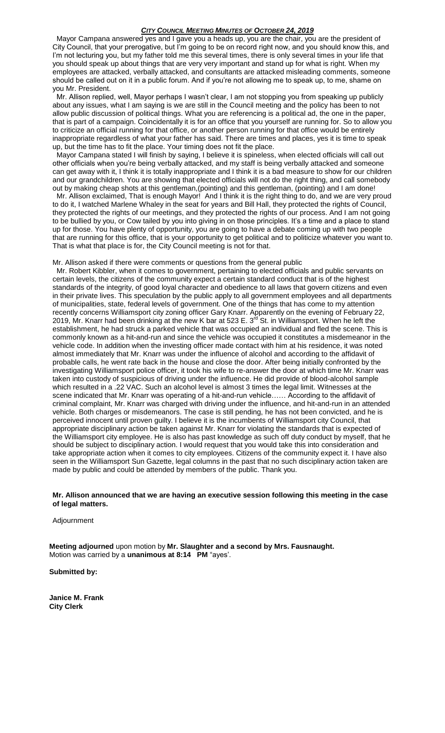*CITY COUNCIL MEETING MINUTES OF OCTOBER 24, 2019*

Mayor Campana answered yes and I gave you a heads up, you are the chair, you are the president of City Council, that your prerogative, but I'm going to be on record right now, and you should know this, and I'm not lecturing you, but my father told me this several times, there is only several times in your life that you should speak up about things that are very very important and stand up for what is right. When my employees are attacked, verbally attacked, and consultants are attacked misleading comments, someone should be called out on it in a public forum. And if you're not allowing me to speak up, to me, shame on you Mr. President.

Mr. Allison replied, well, Mayor perhaps I wasn't clear, I am not stopping you from speaking up publicly about any issues, what I am saying is we are still in the Council meeting and the policy has been to not allow public discussion of political things. What you are referencing is a political ad, the one in the paper, that is part of a campaign. Coincidentally it is for an office that you yourself are running for. So to allow you to criticize an official running for that office, or another person running for that office would be entirely inappropriate regardless of what your father has said. There are times and places, yes it is time to speak up, but the time has to fit the place. Your timing does not fit the place.

Mayor Campana stated I will finish by saying, I believe it is spineless, when elected officials will call out other officials when you're being verbally attacked, and my staff is being verbally attacked and someone can get away with it, I think it is totally inappropriate and I think it is a bad measure to show for our children and our grandchildren. You are showing that elected officials will not do the right thing, and call somebody out by making cheap shots at this gentleman,(pointing) and this gentleman, (pointing) and I am done!

Mr. Allison exclaimed, That is enough Mayor! And I think it is the right thing to do, and we are very proud to do it, I watched Marlene Whaley in the seat for years and Bill Hall, they protected the rights of Council, they protected the rights of our meetings, and they protected the rights of our process. And I am not going to be bullied by you, or Cow tailed by you into giving in on those principles. It's a time and a place to stand up for those. You have plenty of opportunity, you are going to have a debate coming up with two people that are running for this office, that is your opportunity to get political and to politicize whatever you want to. That is what that place is for, the City Council meeting is not for that.

Mr. Allison asked if there were comments or questions from the general public

Mr. Robert Kibbler, when it comes to government, pertaining to elected officials and public servants on certain levels, the citizens of the community expect a certain standard conduct that is of the highest standards of the integrity, of good loyal character and obedience to all laws that govern citizens and even in their private lives. This speculation by the public apply to all government employees and all departments of municipalities, state, federal levels of government. One of the things that has come to my attention recently concerns Williamsport city zoning officer Gary Knarr. Apparently on the evening of February 22, 2019, Mr. Knarr had been drinking at the new K bar at 523 E. 3rd St. in Williamsport. When he left the establishment, he had struck a parked vehicle that was occupied an individual and fled the scene. This is commonly known as a hit-and-run and since the vehicle was occupied it constitutes a misdemeanor in the vehicle code. In addition when the investing officer made contact with him at his residence, it was noted almost immediately that Mr. Knarr was under the influence of alcohol and according to the affidavit of probable calls, he went rate back in the house and close the door. After being initially confronted by the investigating Williamsport police officer, it took his wife to re-answer the door at which time Mr. Knarr was taken into custody of suspicious of driving under the influence. He did provide of blood-alcohol sample which resulted in a .22 VAC. Such an alcohol level is almost 3 times the legal limit. Witnesses at the scene indicated that Mr. Knarr was operating of a hit-and-run vehicle…… According to the affidavit of criminal complaint, Mr. Knarr was charged with driving under the influence, and hit-and-run in an attended vehicle. Both charges or misdemeanors. The case is still pending, he has not been convicted, and he is perceived innocent until proven guilty. I believe it is the incumbents of Williamsport city Council, that appropriate disciplinary action be taken against Mr. Knarr for violating the standards that is expected of the Williamsport city employee. He is also has past knowledge as such off duty conduct by myself, that he should be subject to disciplinary action. I would request that you would take this into consideration and take appropriate action when it comes to city employees. Citizens of the community expect it. I have also seen in the Williamsport Sun Gazette, legal columns in the past that no such disciplinary action taken are made by public and could be attended by members of the public. Thank you.

**Mr. Allison announced that we are having an executive session following this meeting in the case of legal matters.**

Adjournment

**Meeting adjourned** upon motion by **Mr. Slaughter and a second by Mrs. Fausnaught.**
Motion was carried by a **unanimous at 8:14 PM** "ayes'.

**Submitted by:**

**Janice M. Frank**
**City Clerk**